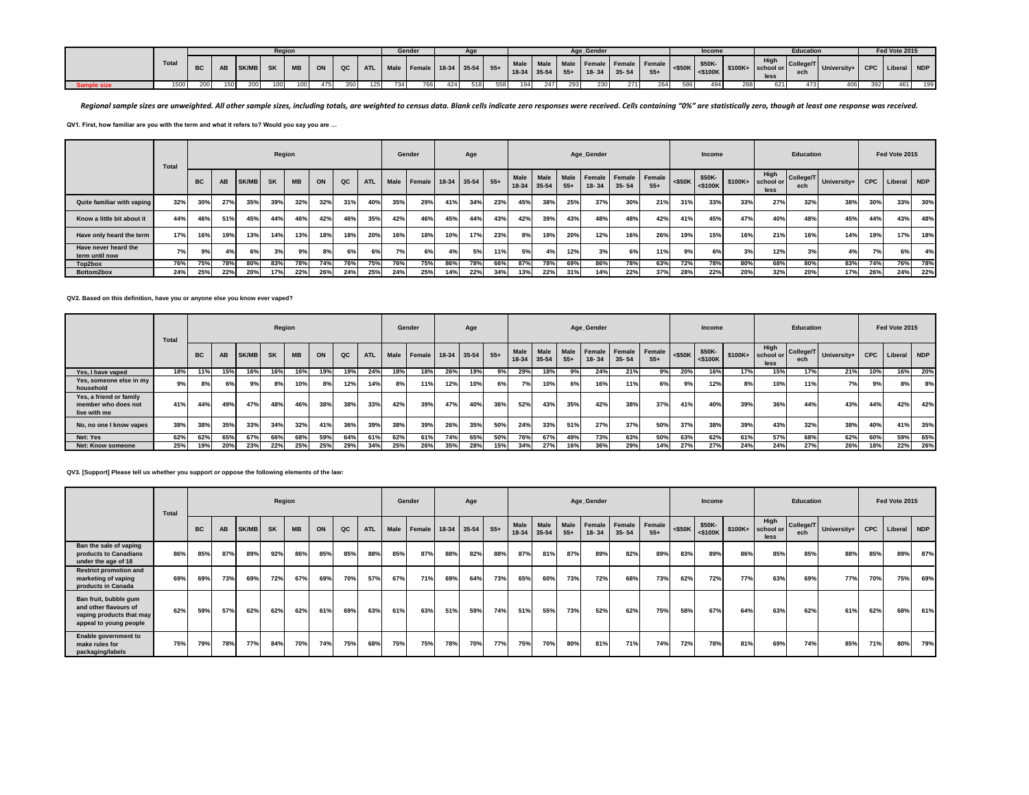| | Total | Region | | | | | | | | Gender | | Age | | | Age_Gender | | | | | | Income | | | Education | | | Fed Vote 2015 | | |
|---|---|---|---|---|---|---|---|---|---|---|---|---|---|---|---|---|---|---|---|---|---|---|---|---|---|---|---|---|---|
| | | BC | AB | SK/MB | SK | MB | ON | QC | ATL | Male | Female | 18-34 | 35-54 | 55+ | Male 18-34 | Male 35-54 | Male 55+ | Female 18- 34 | Female 35- 54 | Female 55+ | <$50K | $50K-<$100K | $100K+ | High school or less | College/Tech | University+ | CPC | Liberal | NDP |
| Sample size | 1500 | 200 | 150 | 200 | 100 | 100 | 475 | 350 | 125 | 734 | 766 | 424 | 518 | 558 | 194 | 247 | 293 | 230 | 271 | 264 | 586 | 494 | 268 | 621 | 473 | 406 | 392 | 461 | 199 |

*Regional sample sizes are unweighted. All other sample sizes, including totals, are weighted to census data. Blank cells indicate zero responses were received. Cells containing "0%" are statistically zero, though at least one response was received.*

**QV1. First, how familiar are you with the term and what it refers to? Would you say you are …**

| | Total | Region | | | | | | | | Gender | | Age | | | Age_Gender | | | | | | Income | | | Education | | | Fed Vote 2015 | | |
|---|---|---|---|---|---|---|---|---|---|---|---|---|---|---|---|---|---|---|---|---|---|---|---|---|---|---|---|---|---|
| | | BC | AB | SK/MB | SK | MB | ON | QC | ATL | Male | Female | 18-34 | 35-54 | 55+ | Male 18-34 | Male 35-54 | Male 55+ | Female 18- 34 | Female 35- 54 | Female 55+ | <$50K | $50K-<$100K | $100K+ | High school or less | College/Tech | University+ | CPC | Liberal | NDP |
| Quite familiar with vaping | 32% | 30% | 27% | 35% | 39% | 32% | 32% | 31% | 40% | 35% | 29% | 41% | 34% | 23% | 45% | 38% | 25% | 37% | 30% | 21% | 31% | 33% | 33% | 27% | 32% | 38% | 30% | 33% | 30% |
| Know a little bit about it | 44% | 46% | 51% | 45% | 44% | 46% | 42% | 46% | 35% | 42% | 46% | 45% | 44% | 43% | 42% | 39% | 43% | 48% | 48% | 42% | 41% | 45% | 47% | 40% | 48% | 45% | 44% | 43% | 48% |
| Have only heard the term | 17% | 16% | 19% | 13% | 14% | 13% | 18% | 18% | 20% | 16% | 18% | 10% | 17% | 23% | 8% | 19% | 20% | 12% | 16% | 26% | 19% | 15% | 16% | 21% | 16% | 14% | 19% | 17% | 18% |
| Have never heard the term until now | 7% | 9% | 4% | 6% | 3% | 9% | 8% | 6% | 6% | 7% | 6% | 4% | 5% | 11% | 5% | 4% | 12% | 3% | 6% | 11% | 9% | 6% | 3% | 12% | 3% | 4% | 7% | 6% | 4% |
| Top2box | 76% | 75% | 78% | 80% | 83% | 78% | 74% | 76% | 75% | 76% | 75% | 86% | 78% | 66% | 87% | 78% | 69% | 86% | 78% | 63% | 72% | 78% | 80% | 68% | 80% | 83% | 74% | 76% | 78% |
| Bottom2box | 24% | 25% | 22% | 20% | 17% | 22% | 26% | 24% | 25% | 24% | 25% | 14% | 22% | 34% | 13% | 22% | 31% | 14% | 22% | 37% | 28% | 22% | 20% | 32% | 20% | 17% | 26% | 24% | 22% |

**QV2. Based on this definition, have you or anyone else you know ever vaped?**

| | Total | Region | | | | | | | | Gender | | Age | | | Age_Gender | | | | | | Income | | | Education | | | Fed Vote 2015 | | |
|---|---|---|---|---|---|---|---|---|---|---|---|---|---|---|---|---|---|---|---|---|---|---|---|---|---|---|---|---|---|
| | | BC | AB | SK/MB | SK | MB | ON | QC | ATL | Male | Female | 18-34 | 35-54 | 55+ | Male 18-34 | Male 35-54 | Male 55+ | Female 18- 34 | Female 35- 54 | Female 55+ | <$50K | $50K-<$100K | $100K+ | High school or less | College/Tech | University+ | CPC | Liberal | NDP |
| Yes, I have vaped | 18% | 11% | 15% | 16% | 16% | 16% | 19% | 19% | 24% | 18% | 18% | 26% | 19% | 9% | 29% | 18% | 9% | 24% | 21% | 9% | 20% | 16% | 17% | 15% | 17% | 21% | 10% | 16% | 20% |
| Yes, someone else in my household | 9% | 8% | 6% | 9% | 8% | 10% | 8% | 12% | 14% | 8% | 11% | 12% | 10% | 6% | 7% | 10% | 6% | 16% | 11% | 6% | 9% | 12% | 8% | 10% | 11% | 7% | 9% | 8% | 8% |
| Yes, a friend or family member who does not live with me | 41% | 44% | 49% | 47% | 48% | 46% | 38% | 38% | 33% | 42% | 39% | 47% | 40% | 36% | 52% | 43% | 35% | 42% | 38% | 37% | 41% | 40% | 39% | 36% | 44% | 43% | 44% | 42% | 42% |
| No, no one I know vapes | 38% | 38% | 35% | 33% | 34% | 32% | 41% | 36% | 39% | 38% | 39% | 26% | 35% | 50% | 24% | 33% | 51% | 27% | 37% | 50% | 37% | 38% | 39% | 43% | 32% | 38% | 40% | 41% | 35% |
| Net: Yes | 62% | 62% | 65% | 67% | 66% | 68% | 59% | 64% | 61% | 62% | 61% | 74% | 65% | 50% | 76% | 67% | 49% | 73% | 63% | 50% | 63% | 62% | 61% | 57% | 68% | 62% | 60% | 59% | 65% |
| Net: Know someone | 25% | 19% | 20% | 23% | 22% | 25% | 25% | 29% | 34% | 25% | 26% | 35% | 28% | 15% | 34% | 27% | 16% | 36% | 29% | 14% | 27% | 27% | 24% | 24% | 27% | 26% | 18% | 22% | 26% |

**QV3. [Support] Please tell us whether you support or oppose the following elements of the law:**

| | Total | Region | | | | | | | | Gender | | Age | | | Age_Gender | | | | | | Income | | | Education | | | Fed Vote 2015 | | |
|---|---|---|---|---|---|---|---|---|---|---|---|---|---|---|---|---|---|---|---|---|---|---|---|---|---|---|---|---|---|
| | | BC | AB | SK/MB | SK | MB | ON | QC | ATL | Male | Female | 18-34 | 35-54 | 55+ | Male 18-34 | Male 35-54 | Male 55+ | Female 18- 34 | Female 35- 54 | Female 55+ | <$50K | $50K-<$100K | $100K+ | High school or less | College/Tech | University+ | CPC | Liberal | NDP |
| Ban the sale of vaping products to Canadians under the age of 18 | 86% | 85% | 87% | 89% | 92% | 86% | 85% | 85% | 88% | 85% | 87% | 88% | 82% | 88% | 87% | 81% | 87% | 89% | 82% | 89% | 83% | 89% | 86% | 85% | 85% | 88% | 85% | 89% | 87% |
| Restrict promotion and marketing of vaping products in Canada | 69% | 69% | 73% | 69% | 72% | 67% | 69% | 70% | 57% | 67% | 71% | 69% | 64% | 73% | 65% | 60% | 73% | 72% | 68% | 73% | 62% | 72% | 77% | 63% | 69% | 77% | 70% | 75% | 69% |
| Ban fruit, bubble gum and other flavours of vaping products that may appeal to young people | 62% | 59% | 57% | 62% | 62% | 62% | 61% | 69% | 63% | 61% | 63% | 51% | 59% | 74% | 51% | 55% | 73% | 52% | 62% | 75% | 58% | 67% | 64% | 63% | 62% | 61% | 62% | 68% | 61% |
| Enable government to make rules for packaging/labels | 75% | 79% | 78% | 77% | 84% | 70% | 74% | 75% | 68% | 75% | 75% | 78% | 70% | 77% | 75% | 70% | 80% | 81% | 71% | 74% | 72% | 78% | 81% | 69% | 74% | 85% | 71% | 80% | 79% |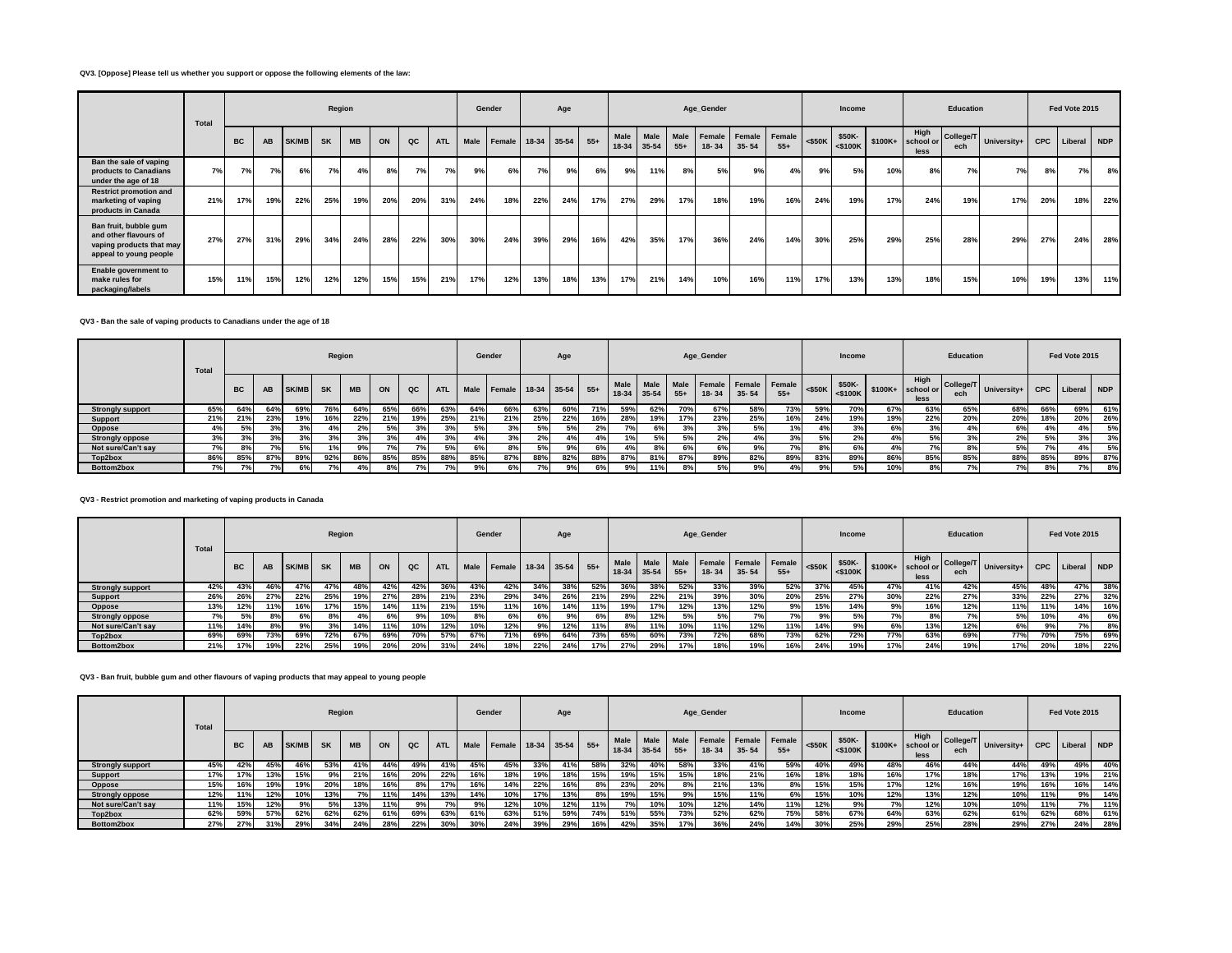**QV3. [Oppose] Please tell us whether you support or oppose the following elements of the law:**

| | Total | Region | | | | | | | | Gender | | Age | | | Age_Gender | | | | | | Income | | | Education | | | Fed Vote 2015 | | |
|---|---|---|---|---|---|---|---|---|---|---|---|---|---|---|---|---|---|---|---|---|---|---|---|---|---|---|---|---|---|
| | | BC | AB | SK/MB | SK | MB | ON | QC | ATL | Male | Female | 18-34 | 35-54 | 55+ | Male 18-34 | Male 35-54 | Male 55+ | Female 18- 34 | Female 35- 54 | Female 55+ | <$50K | $50K- <$100K | $100K+ | High school or less | College/Tech | University+ | CPC | Liberal | NDP |
| Ban the sale of vaping products to Canadians under the age of 18 | 7% | 7% | 7% | 6% | 7% | 4% | 8% | 7% | 7% | 9% | 6% | 7% | 9% | 6% | 9% | 11% | 8% | 5% | 9% | 4% | 9% | 5% | 10% | 8% | 7% | 7% | 8% | 7% | 8% |
| Restrict promotion and marketing of vaping products in Canada | 21% | 17% | 19% | 22% | 25% | 19% | 20% | 20% | 31% | 24% | 18% | 22% | 24% | 17% | 27% | 29% | 17% | 18% | 19% | 16% | 24% | 19% | 17% | 24% | 19% | 17% | 20% | 18% | 22% |
| Ban fruit, bubble gum and other flavours of vaping products that may appeal to young people | 27% | 27% | 31% | 29% | 34% | 24% | 28% | 22% | 30% | 30% | 24% | 39% | 29% | 16% | 42% | 35% | 17% | 36% | 24% | 14% | 30% | 25% | 29% | 25% | 28% | 29% | 27% | 24% | 28% |
| Enable government to make rules for packaging/labels | 15% | 11% | 15% | 12% | 12% | 12% | 15% | 15% | 21% | 17% | 12% | 13% | 18% | 13% | 17% | 21% | 14% | 10% | 16% | 11% | 17% | 13% | 13% | 18% | 15% | 10% | 19% | 13% | 11% |

**QV3 - Ban the sale of vaping products to Canadians under the age of 18**

| | Total | Region | | | | | | | | Gender | | Age | | | Age_Gender | | | | | | Income | | | Education | | | Fed Vote 2015 | | |
|---|---|---|---|---|---|---|---|---|---|---|---|---|---|---|---|---|---|---|---|---|---|---|---|---|---|---|---|---|---|
| | | BC | AB | SK/MB | SK | MB | ON | QC | ATL | Male | Female | 18-34 | 35-54 | 55+ | Male 18-34 | Male 35-54 | Male 55+ | Female 18- 34 | Female 35- 54 | Female 55+ | <$50K | $50K- <$100K | $100K+ | High school or less | College/Tech | University+ | CPC | Liberal | NDP |
| Strongly support | 65% | 64% | 64% | 69% | 76% | 64% | 65% | 66% | 63% | 64% | 66% | 63% | 60% | 71% | 59% | 62% | 70% | 67% | 58% | 73% | 59% | 70% | 67% | 63% | 65% | 68% | 66% | 69% | 61% |
| Support | 21% | 21% | 23% | 19% | 16% | 22% | 21% | 19% | 25% | 21% | 21% | 25% | 22% | 16% | 28% | 19% | 17% | 23% | 25% | 16% | 24% | 19% | 19% | 22% | 20% | 20% | 18% | 20% | 26% |
| Oppose | 4% | 5% | 3% | 3% | 4% | 2% | 5% | 3% | 3% | 5% | 3% | 5% | 5% | 2% | 7% | 6% | 3% | 3% | 5% | 1% | 4% | 3% | 6% | 3% | 4% | 6% | 4% | 4% | 5% |
| Strongly oppose | 3% | 3% | 3% | 3% | 3% | 3% | 3% | 4% | 3% | 4% | 3% | 2% | 4% | 4% | 1% | 5% | 5% | 2% | 4% | 3% | 5% | 2% | 4% | 5% | 3% | 2% | 5% | 3% | 3% |
| Not sure/Can't say | 7% | 8% | 7% | 5% | 1% | 9% | 7% | 7% | 5% | 6% | 8% | 5% | 9% | 6% | 4% | 8% | 6% | 6% | 9% | 7% | 8% | 6% | 4% | 7% | 8% | 5% | 7% | 4% | 5% |
| Top2box | 86% | 85% | 87% | 89% | 92% | 86% | 85% | 85% | 88% | 85% | 87% | 88% | 82% | 88% | 87% | 81% | 87% | 89% | 82% | 89% | 83% | 89% | 86% | 85% | 85% | 88% | 85% | 89% | 87% |
| Bottom2box | 7% | 7% | 7% | 6% | 7% | 4% | 8% | 7% | 7% | 9% | 6% | 7% | 9% | 6% | 9% | 11% | 8% | 5% | 9% | 4% | 9% | 5% | 10% | 8% | 7% | 7% | 8% | 7% | 8% |

**QV3 - Restrict promotion and marketing of vaping products in Canada**

| | Total | Region | | | | | | | | Gender | | Age | | | Age_Gender | | | | | | Income | | | Education | | | Fed Vote 2015 | | |
|---|---|---|---|---|---|---|---|---|---|---|---|---|---|---|---|---|---|---|---|---|---|---|---|---|---|---|---|---|---|
| | | BC | AB | SK/MB | SK | MB | ON | QC | ATL | Male | Female | 18-34 | 35-54 | 55+ | Male 18-34 | Male 35-54 | Male 55+ | Female 18- 34 | Female 35- 54 | Female 55+ | <$50K | $50K- <$100K | $100K+ | High school or less | College/Tech | University+ | CPC | Liberal | NDP |
| Strongly support | 42% | 43% | 46% | 47% | 47% | 48% | 42% | 42% | 36% | 43% | 42% | 34% | 38% | 52% | 36% | 38% | 52% | 33% | 39% | 52% | 37% | 45% | 47% | 41% | 42% | 45% | 48% | 47% | 38% |
| Support | 26% | 26% | 27% | 22% | 25% | 19% | 27% | 28% | 21% | 23% | 29% | 34% | 26% | 21% | 29% | 22% | 21% | 39% | 30% | 20% | 25% | 27% | 30% | 22% | 27% | 33% | 22% | 27% | 32% |
| Oppose | 13% | 12% | 11% | 16% | 17% | 15% | 14% | 11% | 21% | 15% | 11% | 16% | 14% | 11% | 19% | 17% | 12% | 13% | 12% | 9% | 15% | 14% | 9% | 16% | 12% | 11% | 11% | 14% | 16% |
| Strongly oppose | 7% | 5% | 8% | 6% | 8% | 4% | 6% | 9% | 10% | 8% | 6% | 6% | 9% | 6% | 8% | 12% | 5% | 5% | 7% | 7% | 9% | 5% | 7% | 8% | 7% | 5% | 10% | 4% | 6% |
| Not sure/Can't say | 11% | 14% | 8% | 9% | 3% | 14% | 11% | 10% | 12% | 10% | 12% | 9% | 12% | 11% | 8% | 11% | 10% | 11% | 12% | 11% | 14% | 9% | 6% | 13% | 12% | 6% | 9% | 7% | 8% |
| Top2box | 69% | 69% | 73% | 69% | 72% | 67% | 69% | 70% | 57% | 67% | 71% | 69% | 64% | 73% | 65% | 60% | 73% | 72% | 68% | 73% | 62% | 72% | 77% | 63% | 69% | 77% | 70% | 75% | 69% |
| Bottom2box | 21% | 17% | 19% | 22% | 25% | 19% | 20% | 20% | 31% | 24% | 18% | 22% | 24% | 17% | 27% | 29% | 17% | 18% | 19% | 16% | 24% | 19% | 17% | 24% | 19% | 17% | 20% | 18% | 22% |

**QV3 - Ban fruit, bubble gum and other flavours of vaping products that may appeal to young people**

| | Total | Region | | | | | | | | Gender | | Age | | | Age_Gender | | | | | | Income | | | Education | | | Fed Vote 2015 | | |
|---|---|---|---|---|---|---|---|---|---|---|---|---|---|---|---|---|---|---|---|---|---|---|---|---|---|---|---|---|---|
| | | BC | AB | SK/MB | SK | MB | ON | QC | ATL | Male | Female | 18-34 | 35-54 | 55+ | Male 18-34 | Male 35-54 | Male 55+ | Female 18- 34 | Female 35- 54 | Female 55+ | <$50K | $50K- <$100K | $100K+ | High school or less | College/Tech | University+ | CPC | Liberal | NDP |
| Strongly support | 45% | 42% | 45% | 46% | 53% | 41% | 44% | 49% | 41% | 45% | 45% | 33% | 41% | 58% | 32% | 40% | 58% | 33% | 41% | 59% | 40% | 49% | 48% | 46% | 44% | 44% | 49% | 49% | 40% |
| Support | 17% | 17% | 13% | 15% | 9% | 21% | 16% | 20% | 22% | 16% | 18% | 19% | 18% | 15% | 19% | 15% | 15% | 18% | 21% | 16% | 18% | 18% | 16% | 17% | 18% | 17% | 13% | 19% | 21% |
| Oppose | 15% | 16% | 19% | 19% | 20% | 18% | 16% | 8% | 17% | 16% | 14% | 22% | 16% | 8% | 23% | 20% | 8% | 21% | 13% | 8% | 15% | 15% | 17% | 12% | 16% | 19% | 16% | 16% | 14% |
| Strongly oppose | 12% | 11% | 12% | 10% | 13% | 7% | 11% | 14% | 13% | 14% | 10% | 17% | 13% | 8% | 19% | 15% | 9% | 15% | 11% | 6% | 15% | 10% | 12% | 13% | 12% | 10% | 11% | 9% | 14% |
| Not sure/Can't say | 11% | 15% | 12% | 9% | 5% | 13% | 11% | 9% | 7% | 9% | 12% | 10% | 12% | 11% | 7% | 10% | 10% | 12% | 14% | 11% | 12% | 9% | 7% | 12% | 10% | 10% | 11% | 7% | 11% |
| Top2box | 62% | 59% | 57% | 62% | 62% | 62% | 61% | 69% | 63% | 61% | 63% | 51% | 59% | 74% | 51% | 55% | 73% | 52% | 62% | 75% | 58% | 67% | 64% | 63% | 62% | 61% | 62% | 68% | 61% |
| Bottom2box | 27% | 27% | 31% | 29% | 34% | 24% | 28% | 22% | 30% | 30% | 24% | 39% | 29% | 16% | 42% | 35% | 17% | 36% | 24% | 14% | 30% | 25% | 29% | 25% | 28% | 29% | 27% | 24% | 28% |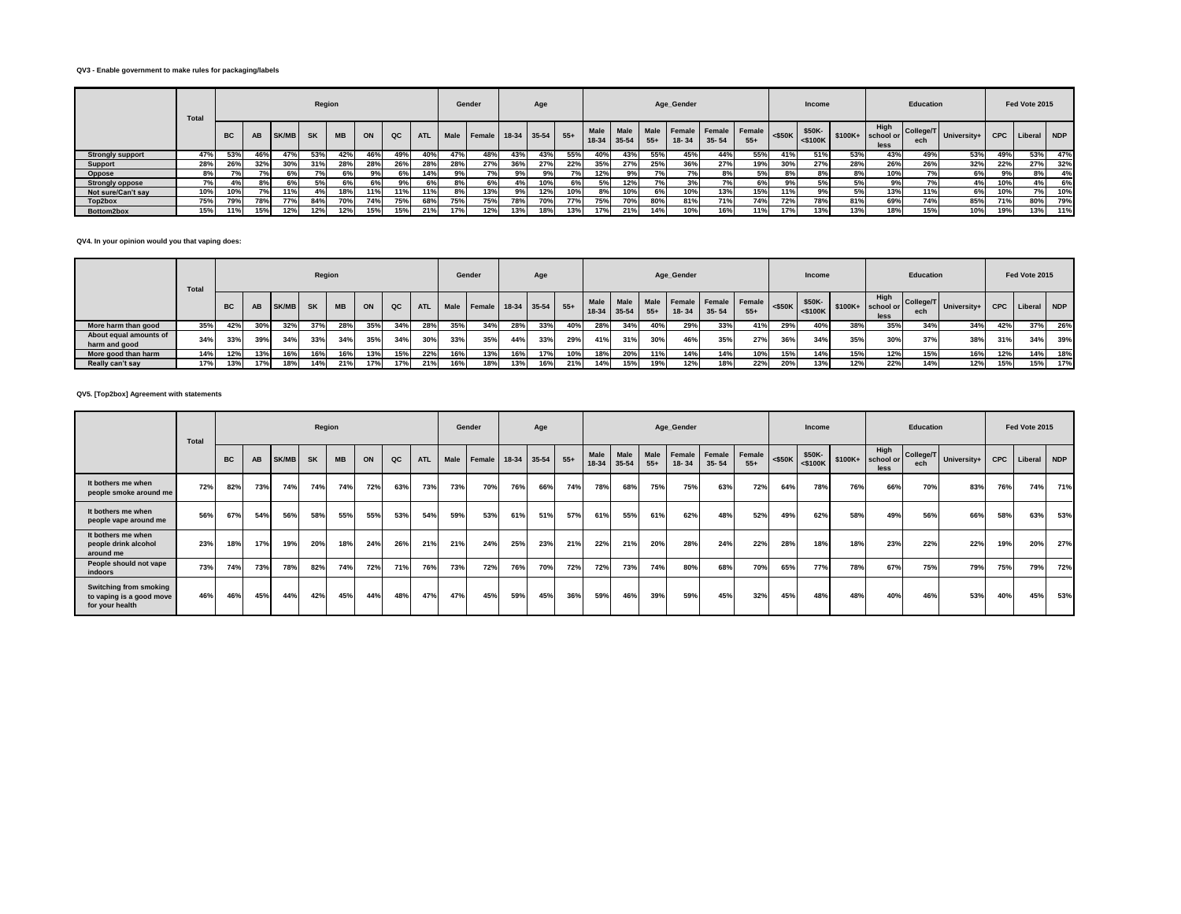**QV3 - Enable government to make rules for packaging/labels**

| | Total | Region | | | | | | | | Gender | | Age | | | Age_Gender | | | | | | Income | | | Education | | | Fed Vote 2015 | | |
|---|---|---|---|---|---|---|---|---|---|---|---|---|---|---|---|---|---|---|---|---|---|---|---|---|---|---|---|---|---|
| | | BC | AB | SK/MB | SK | MB | ON | QC | ATL | Male | Female | 18-34 | 35-54 | 55+ | Male 18-34 | Male 35-54 | Male 55+ | Female 18- 34 | Female 35- 54 | Female 55+ | <$50K | $50K- <$100K | $100K+ | High school or less | College/Tech | University+ | CPC | Liberal | NDP |
| Strongly support | 47% | 53% | 46% | 47% | 53% | 42% | 46% | 49% | 40% | 47% | 48% | 43% | 43% | 55% | 40% | 43% | 55% | 45% | 44% | 55% | 41% | 51% | 53% | 43% | 49% | 53% | 49% | 53% | 47% |
| Support | 28% | 26% | 32% | 30% | 31% | 28% | 28% | 26% | 28% | 28% | 27% | 36% | 27% | 22% | 35% | 27% | 25% | 36% | 27% | 19% | 30% | 27% | 28% | 26% | 26% | 32% | 22% | 27% | 32% |
| Oppose | 8% | 7% | 7% | 6% | 7% | 6% | 9% | 6% | 14% | 9% | 7% | 9% | 9% | 7% | 12% | 9% | 7% | 7% | 8% | 5% | 8% | 8% | 8% | 10% | 7% | 6% | 9% | 8% | 4% |
| Strongly oppose | 7% | 4% | 8% | 6% | 5% | 6% | 6% | 9% | 6% | 8% | 6% | 4% | 10% | 6% | 5% | 12% | 7% | 3% | 7% | 6% | 9% | 5% | 5% | 9% | 7% | 4% | 10% | 4% | 6% |
| Not sure/Can't say | 10% | 10% | 7% | 11% | 4% | 18% | 11% | 11% | 11% | 8% | 13% | 9% | 12% | 10% | 8% | 10% | 6% | 10% | 13% | 15% | 11% | 9% | 5% | 13% | 11% | 6% | 10% | 7% | 10% |
| Top2box | 75% | 79% | 78% | 77% | 84% | 70% | 74% | 75% | 68% | 75% | 75% | 78% | 70% | 77% | 75% | 70% | 80% | 81% | 71% | 74% | 72% | 78% | 81% | 69% | 74% | 85% | 71% | 80% | 79% |
| Bottom2box | 15% | 11% | 15% | 12% | 12% | 12% | 15% | 15% | 21% | 17% | 12% | 13% | 18% | 13% | 17% | 21% | 14% | 10% | 16% | 11% | 17% | 13% | 13% | 18% | 15% | 10% | 19% | 13% | 11% |

**QV4. In your opinion would you that vaping does:**

| | Total | Region | | | | | | | | Gender | | Age | | | Age_Gender | | | | | | Income | | | Education | | | Fed Vote 2015 | | |
|---|---|---|---|---|---|---|---|---|---|---|---|---|---|---|---|---|---|---|---|---|---|---|---|---|---|---|---|---|---|
| | | BC | AB | SK/MB | SK | MB | ON | QC | ATL | Male | Female | 18-34 | 35-54 | 55+ | Male 18-34 | Male 35-54 | Male 55+ | Female 18- 34 | Female 35- 54 | Female 55+ | <$50K | $50K- <$100K | $100K+ | High school or less | College/Tech | University+ | CPC | Liberal | NDP |
| More harm than good | 35% | 42% | 30% | 32% | 37% | 28% | 35% | 34% | 28% | 35% | 34% | 28% | 33% | 40% | 28% | 34% | 40% | 29% | 33% | 41% | 29% | 40% | 38% | 35% | 34% | 34% | 42% | 37% | 26% |
| About equal amounts of harm and good | 34% | 33% | 39% | 34% | 33% | 34% | 35% | 34% | 30% | 33% | 35% | 44% | 33% | 29% | 41% | 31% | 30% | 46% | 35% | 27% | 36% | 34% | 35% | 30% | 37% | 38% | 31% | 34% | 39% |
| More good than harm | 14% | 12% | 13% | 16% | 16% | 16% | 13% | 15% | 22% | 16% | 13% | 16% | 17% | 10% | 18% | 20% | 11% | 14% | 14% | 10% | 15% | 14% | 15% | 12% | 15% | 16% | 12% | 14% | 18% |
| Really can't say | 17% | 13% | 17% | 18% | 14% | 21% | 17% | 17% | 21% | 16% | 18% | 13% | 16% | 21% | 14% | 15% | 19% | 12% | 18% | 22% | 20% | 13% | 12% | 22% | 14% | 12% | 15% | 15% | 17% |

**QV5. [Top2box] Agreement with statements**

| | Total | Region | | | | | | | | Gender | | Age | | | Age_Gender | | | | | | Income | | | Education | | | Fed Vote 2015 | | |
|---|---|---|---|---|---|---|---|---|---|---|---|---|---|---|---|---|---|---|---|---|---|---|---|---|---|---|---|---|---|
| | | BC | AB | SK/MB | SK | MB | ON | QC | ATL | Male | Female | 18-34 | 35-54 | 55+ | Male 18-34 | Male 35-54 | Male 55+ | Female 18- 34 | Female 35- 54 | Female 55+ | <$50K | $50K- <$100K | $100K+ | High school or less | College/Tech | University+ | CPC | Liberal | NDP |
| It bothers me when people smoke around me | 72% | 82% | 73% | 74% | 74% | 74% | 72% | 63% | 73% | 73% | 70% | 76% | 66% | 74% | 78% | 68% | 75% | 75% | 63% | 72% | 64% | 78% | 76% | 66% | 70% | 83% | 76% | 74% | 71% |
| It bothers me when people vape around me | 56% | 67% | 54% | 56% | 58% | 55% | 55% | 53% | 54% | 59% | 53% | 61% | 51% | 57% | 61% | 55% | 61% | 62% | 48% | 52% | 49% | 62% | 58% | 49% | 56% | 66% | 58% | 63% | 53% |
| It bothers me when people drink alcohol around me | 23% | 18% | 17% | 19% | 20% | 18% | 24% | 26% | 21% | 21% | 24% | 25% | 23% | 21% | 22% | 21% | 20% | 28% | 24% | 22% | 28% | 18% | 18% | 23% | 22% | 22% | 19% | 20% | 27% |
| People should not vape indoors | 73% | 74% | 73% | 78% | 82% | 74% | 72% | 71% | 76% | 73% | 72% | 76% | 70% | 72% | 72% | 73% | 74% | 80% | 68% | 70% | 65% | 77% | 78% | 67% | 75% | 79% | 75% | 79% | 72% |
| Switching from smoking to vaping is a good move for your health | 46% | 46% | 45% | 44% | 42% | 45% | 44% | 48% | 47% | 47% | 45% | 59% | 45% | 36% | 59% | 46% | 39% | 59% | 45% | 32% | 45% | 48% | 48% | 40% | 46% | 53% | 40% | 45% | 53% |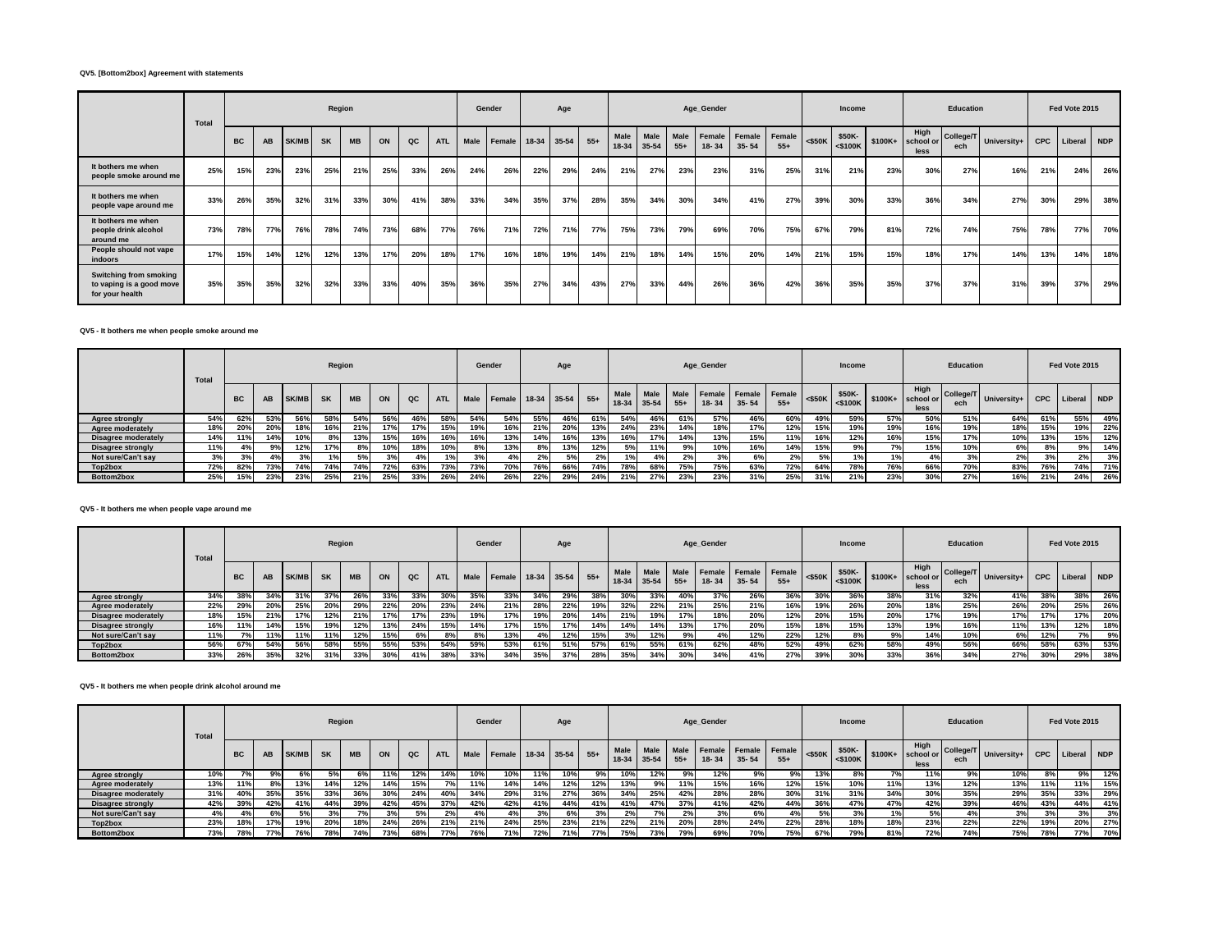**QV5. [Bottom2box] Agreement with statements**

| | Total | Region | | | | | | | | Gender | | Age | | | Age_Gender | | | | | | Income | | | Education | | | Fed Vote 2015 | | |
|---|---|---|---|---|---|---|---|---|---|---|---|---|---|---|---|---|---|---|---|---|---|---|---|---|---|---|---|---|---|
| | | BC | AB | SK/MB | SK | MB | ON | QC | ATL | Male | Female | 18-34 | 35-54 | 55+ | Male 18-34 | Male 35-54 | Male 55+ | Female 18- 34 | Female 35- 54 | Female 55+ | <$50K | $50K-<$100K | $100K+ | High school or less | College/Tech | University+ | CPC | Liberal | NDP |
| It bothers me when people smoke around me | 25% | 15% | 23% | 23% | 25% | 21% | 25% | 33% | 26% | 24% | 26% | 22% | 29% | 24% | 21% | 27% | 23% | 23% | 31% | 25% | 31% | 21% | 23% | 30% | 27% | 16% | 21% | 24% | 26% |
| It bothers me when people vape around me | 33% | 26% | 35% | 32% | 31% | 33% | 30% | 41% | 38% | 33% | 34% | 35% | 37% | 28% | 35% | 34% | 30% | 34% | 41% | 27% | 39% | 30% | 33% | 36% | 34% | 27% | 30% | 29% | 38% |
| It bothers me when people drink alcohol around me | 73% | 78% | 77% | 76% | 78% | 74% | 73% | 68% | 77% | 76% | 71% | 72% | 71% | 77% | 75% | 73% | 79% | 69% | 70% | 75% | 67% | 79% | 81% | 72% | 74% | 75% | 78% | 77% | 70% |
| People should not vape indoors | 17% | 15% | 14% | 12% | 12% | 13% | 17% | 20% | 18% | 17% | 16% | 18% | 19% | 14% | 21% | 18% | 14% | 15% | 20% | 14% | 21% | 15% | 15% | 18% | 17% | 14% | 13% | 14% | 18% |
| Switching from smoking to vaping is a good move for your health | 35% | 35% | 35% | 32% | 32% | 33% | 33% | 40% | 35% | 36% | 35% | 27% | 34% | 43% | 27% | 33% | 44% | 26% | 36% | 42% | 36% | 35% | 35% | 37% | 37% | 31% | 39% | 37% | 29% |

**QV5 - It bothers me when people smoke around me**

| | Total | Region | | | | | | | | Gender | | Age | | | Age_Gender | | | | | | Income | | | Education | | | Fed Vote 2015 | | |
|---|---|---|---|---|---|---|---|---|---|---|---|---|---|---|---|---|---|---|---|---|---|---|---|---|---|---|---|---|---|
| | | BC | AB | SK/MB | SK | MB | ON | QC | ATL | Male | Female | 18-34 | 35-54 | 55+ | Male 18-34 | Male 35-54 | Male 55+ | Female 18- 34 | Female 35- 54 | Female 55+ | <$50K | $50K-<$100K | $100K+ | High school or less | College/Tech | University+ | CPC | Liberal | NDP |
| Agree strongly | 54% | 62% | 53% | 56% | 58% | 54% | 56% | 46% | 58% | 54% | 54% | 55% | 46% | 61% | 54% | 46% | 61% | 57% | 46% | 60% | 49% | 59% | 57% | 50% | 51% | 64% | 61% | 55% | 49% |
| Agree moderately | 18% | 20% | 20% | 18% | 16% | 21% | 17% | 17% | 15% | 19% | 16% | 21% | 20% | 13% | 24% | 23% | 14% | 18% | 17% | 12% | 15% | 19% | 19% | 16% | 19% | 18% | 15% | 19% | 22% |
| Disagree moderately | 14% | 11% | 14% | 10% | 8% | 13% | 15% | 16% | 16% | 16% | 13% | 14% | 16% | 13% | 16% | 17% | 14% | 13% | 15% | 11% | 16% | 12% | 16% | 15% | 17% | 10% | 13% | 15% | 12% |
| Disagree strongly | 11% | 4% | 9% | 12% | 17% | 8% | 10% | 18% | 10% | 8% | 13% | 8% | 13% | 12% | 5% | 11% | 9% | 10% | 16% | 14% | 15% | 9% | 7% | 15% | 10% | 6% | 8% | 9% | 14% |
| Not sure/Can't say | 3% | 3% | 4% | 3% | 1% | 5% | 3% | 4% | 1% | 3% | 4% | 2% | 5% | 2% | 1% | 4% | 2% | 3% | 6% | 2% | 5% | 1% | 1% | 4% | 3% | 2% | 3% | 2% | 3% |
| Top2box | 72% | 82% | 73% | 74% | 74% | 74% | 72% | 63% | 73% | 73% | 70% | 76% | 66% | 74% | 78% | 68% | 75% | 75% | 63% | 72% | 64% | 78% | 76% | 66% | 70% | 83% | 76% | 74% | 71% |
| Bottom2box | 25% | 15% | 23% | 23% | 25% | 21% | 25% | 33% | 26% | 24% | 26% | 22% | 29% | 24% | 21% | 27% | 23% | 23% | 31% | 25% | 31% | 21% | 23% | 30% | 27% | 16% | 21% | 24% | 26% |

**QV5 - It bothers me when people vape around me**

| | Total | Region | | | | | | | | Gender | | Age | | | Age_Gender | | | | | | Income | | | Education | | | Fed Vote 2015 | | |
|---|---|---|---|---|---|---|---|---|---|---|---|---|---|---|---|---|---|---|---|---|---|---|---|---|---|---|---|---|---|
| | | BC | AB | SK/MB | SK | MB | ON | QC | ATL | Male | Female | 18-34 | 35-54 | 55+ | Male 18-34 | Male 35-54 | Male 55+ | Female 18- 34 | Female 35- 54 | Female 55+ | <$50K | $50K-<$100K | $100K+ | High school or less | College/Tech | University+ | CPC | Liberal | NDP |
| Agree strongly | 34% | 38% | 34% | 31% | 37% | 26% | 33% | 33% | 30% | 35% | 33% | 34% | 29% | 38% | 30% | 33% | 40% | 37% | 26% | 36% | 30% | 36% | 38% | 31% | 32% | 41% | 38% | 38% | 26% |
| Agree moderately | 22% | 29% | 20% | 25% | 20% | 29% | 22% | 20% | 23% | 24% | 21% | 28% | 22% | 19% | 32% | 22% | 21% | 25% | 21% | 16% | 19% | 26% | 20% | 18% | 25% | 26% | 20% | 25% | 26% |
| Disagree moderately | 18% | 15% | 21% | 17% | 12% | 21% | 17% | 17% | 23% | 19% | 17% | 19% | 20% | 14% | 21% | 19% | 17% | 18% | 20% | 12% | 20% | 15% | 20% | 17% | 19% | 17% | 17% | 17% | 20% |
| Disagree strongly | 16% | 11% | 14% | 15% | 19% | 12% | 13% | 24% | 15% | 14% | 17% | 15% | 17% | 14% | 14% | 14% | 13% | 17% | 20% | 15% | 18% | 15% | 13% | 19% | 16% | 11% | 13% | 12% | 18% |
| Not sure/Can't say | 11% | 7% | 11% | 11% | 11% | 12% | 15% | 6% | 8% | 8% | 13% | 4% | 12% | 15% | 3% | 12% | 9% | 4% | 12% | 22% | 12% | 8% | 9% | 14% | 10% | 6% | 12% | 7% | 9% |
| Top2box | 56% | 67% | 54% | 56% | 58% | 55% | 55% | 53% | 54% | 59% | 53% | 61% | 51% | 57% | 61% | 55% | 61% | 62% | 48% | 52% | 49% | 62% | 58% | 49% | 56% | 66% | 58% | 63% | 53% |
| Bottom2box | 33% | 26% | 35% | 32% | 31% | 33% | 30% | 41% | 38% | 33% | 34% | 35% | 37% | 28% | 35% | 34% | 30% | 34% | 41% | 27% | 39% | 30% | 33% | 36% | 34% | 27% | 30% | 29% | 38% |

**QV5 - It bothers me when people drink alcohol around me**

| | Total | Region | | | | | | | | Gender | | Age | | | Age_Gender | | | | | | Income | | | Education | | | Fed Vote 2015 | | |
|---|---|---|---|---|---|---|---|---|---|---|---|---|---|---|---|---|---|---|---|---|---|---|---|---|---|---|---|---|---|
| | | BC | AB | SK/MB | SK | MB | ON | QC | ATL | Male | Female | 18-34 | 35-54 | 55+ | Male 18-34 | Male 35-54 | Male 55+ | Female 18- 34 | Female 35- 54 | Female 55+ | <$50K | $50K-<$100K | $100K+ | High school or less | College/Tech | University+ | CPC | Liberal | NDP |
| Agree strongly | 10% | 7% | 9% | 6% | 5% | 6% | 11% | 12% | 14% | 10% | 10% | 11% | 10% | 9% | 10% | 12% | 9% | 12% | 9% | 9% | 13% | 8% | 7% | 11% | 9% | 10% | 8% | 9% | 12% |
| Agree moderately | 13% | 11% | 8% | 13% | 14% | 12% | 14% | 15% | 7% | 11% | 14% | 14% | 12% | 12% | 13% | 9% | 11% | 15% | 16% | 12% | 15% | 10% | 11% | 13% | 12% | 13% | 11% | 11% | 15% |
| Disagree moderately | 31% | 40% | 35% | 35% | 33% | 36% | 30% | 24% | 40% | 34% | 29% | 31% | 27% | 36% | 34% | 25% | 42% | 28% | 28% | 30% | 31% | 31% | 34% | 30% | 35% | 29% | 35% | 33% | 29% |
| Disagree strongly | 42% | 39% | 42% | 41% | 44% | 39% | 42% | 45% | 37% | 42% | 42% | 41% | 44% | 41% | 41% | 47% | 37% | 41% | 42% | 44% | 36% | 47% | 47% | 42% | 39% | 46% | 43% | 44% | 41% |
| Not sure/Can't say | 4% | 4% | 6% | 5% | 3% | 7% | 3% | 5% | 2% | 4% | 4% | 3% | 6% | 3% | 2% | 7% | 2% | 3% | 6% | 4% | 5% | 3% | 1% | 5% | 4% | 3% | 3% | 3% | 3% |
| Top2box | 23% | 18% | 17% | 19% | 20% | 18% | 24% | 26% | 21% | 21% | 24% | 25% | 23% | 21% | 22% | 21% | 20% | 28% | 24% | 22% | 28% | 18% | 18% | 23% | 22% | 22% | 19% | 20% | 27% |
| Bottom2box | 73% | 78% | 77% | 76% | 78% | 74% | 73% | 68% | 77% | 76% | 71% | 72% | 71% | 77% | 75% | 73% | 79% | 69% | 70% | 75% | 67% | 79% | 81% | 72% | 74% | 75% | 78% | 77% | 70% |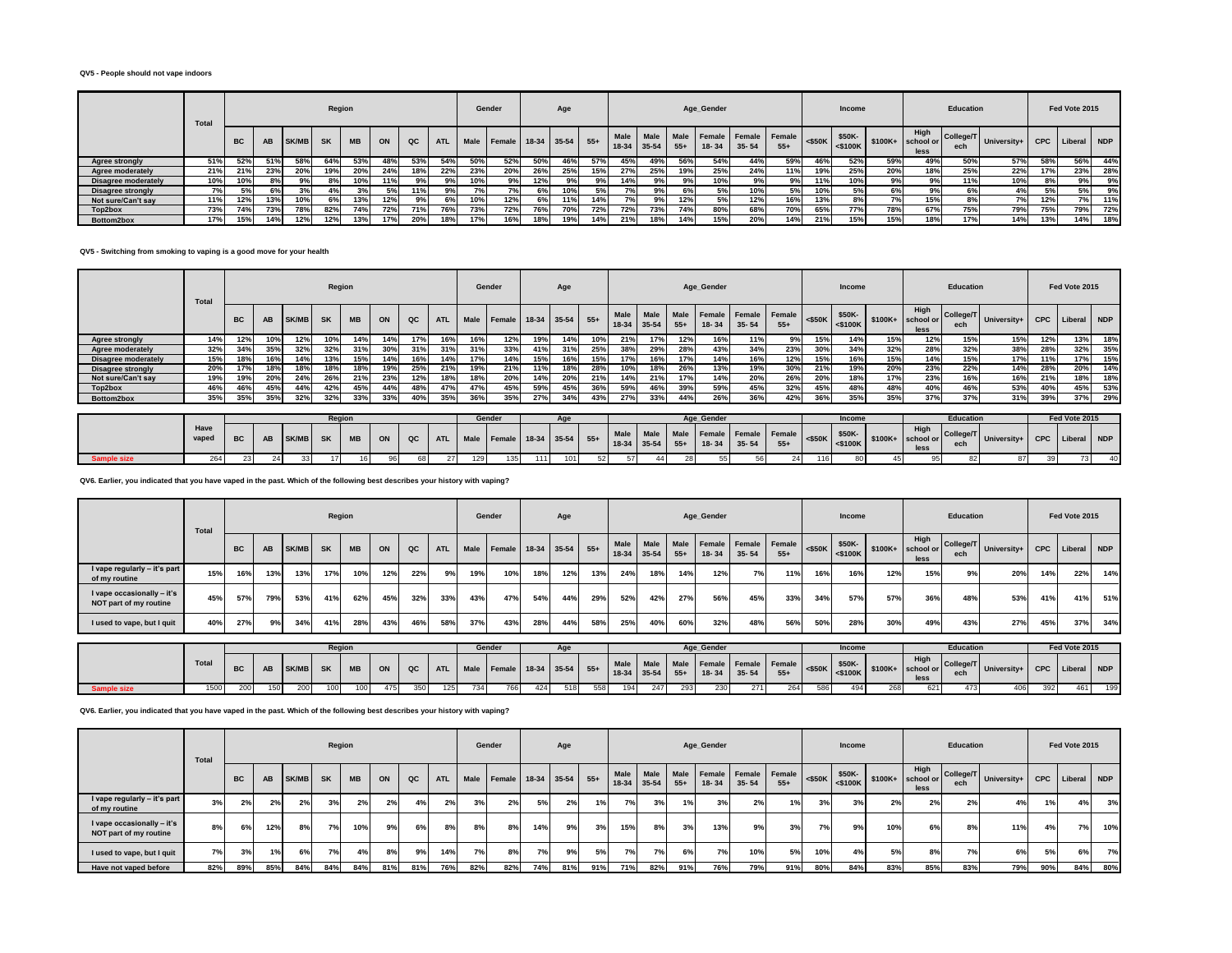**QV5 - People should not vape indoors**

| | Total | Region | | | | | | | | Gender | | Age | | | Age_Gender | | | | | | Income | | | Education | | | Fed Vote 2015 | | |
|---|---|---|---|---|---|---|---|---|---|---|---|---|---|---|---|---|---|---|---|---|---|---|---|---|---|---|---|---|---|
| | | BC | AB | SK/MB | SK | MB | ON | QC | ATL | Male | Female | 18-34 | 35-54 | 55+ | Male 18-34 | Male 35-54 | Male 55+ | Female 18- 34 | Female 35- 54 | Female 55+ | <$50K | $50K- <$100K | $100K+ | High school or less | College/Tech | University+ | CPC | Liberal | NDP |
| Agree strongly | 51% | 52% | 51% | 58% | 64% | 53% | 48% | 53% | 54% | 50% | 52% | 50% | 46% | 57% | 45% | 49% | 56% | 54% | 44% | 59% | 46% | 52% | 59% | 49% | 50% | 57% | 58% | 56% | 44% |
| Agree moderately | 21% | 21% | 23% | 20% | 19% | 20% | 24% | 18% | 22% | 23% | 20% | 26% | 25% | 15% | 27% | 25% | 19% | 25% | 24% | 11% | 19% | 25% | 20% | 18% | 25% | 22% | 17% | 23% | 28% |
| Disagree moderately | 10% | 10% | 8% | 9% | 8% | 10% | 11% | 9% | 9% | 10% | 9% | 12% | 9% | 9% | 14% | 9% | 9% | 10% | 9% | 9% | 11% | 10% | 9% | 9% | 11% | 10% | 8% | 9% | 9% |
| Disagree strongly | 7% | 5% | 6% | 3% | 4% | 3% | 5% | 11% | 9% | 7% | 7% | 6% | 10% | 5% | 7% | 9% | 6% | 5% | 10% | 5% | 10% | 5% | 6% | 9% | 6% | 4% | 5% | 5% | 9% |
| Not sure/Can't say | 11% | 12% | 13% | 10% | 6% | 13% | 12% | 9% | 6% | 10% | 12% | 6% | 11% | 14% | 7% | 9% | 12% | 5% | 12% | 16% | 13% | 8% | 7% | 15% | 8% | 7% | 12% | 7% | 11% |
| Top2box | 73% | 74% | 73% | 78% | 82% | 74% | 72% | 71% | 76% | 73% | 72% | 76% | 70% | 72% | 72% | 73% | 74% | 80% | 68% | 70% | 65% | 77% | 78% | 67% | 75% | 79% | 75% | 79% | 72% |
| Bottom2box | 17% | 15% | 14% | 12% | 12% | 13% | 17% | 20% | 18% | 17% | 16% | 18% | 19% | 14% | 21% | 18% | 14% | 15% | 20% | 14% | 21% | 15% | 15% | 18% | 17% | 14% | 13% | 14% | 18% |

**QV5 - Switching from smoking to vaping is a good move for your health**

| | Total | Region | | | | | | | | Gender | | Age | | | Age_Gender | | | | | | Income | | | Education | | | Fed Vote 2015 | | |
|---|---|---|---|---|---|---|---|---|---|---|---|---|---|---|---|---|---|---|---|---|---|---|---|---|---|---|---|---|---|
| | | BC | AB | SK/MB | SK | MB | ON | QC | ATL | Male | Female | 18-34 | 35-54 | 55+ | Male 18-34 | Male 35-54 | Male 55+ | Female 18- 34 | Female 35- 54 | Female 55+ | <$50K | $50K- <$100K | $100K+ | High school or less | College/Tech | University+ | CPC | Liberal | NDP |
| Agree strongly | 14% | 12% | 10% | 12% | 10% | 14% | 14% | 17% | 16% | 16% | 12% | 19% | 14% | 10% | 21% | 17% | 12% | 16% | 11% | 9% | 15% | 14% | 15% | 12% | 15% | 15% | 12% | 13% | 18% |
| Agree moderately | 32% | 34% | 35% | 32% | 32% | 31% | 30% | 31% | 31% | 31% | 33% | 41% | 31% | 25% | 38% | 29% | 28% | 43% | 34% | 23% | 30% | 34% | 32% | 28% | 32% | 38% | 28% | 32% | 35% |
| Disagree moderately | 15% | 18% | 16% | 14% | 13% | 15% | 14% | 16% | 14% | 17% | 14% | 15% | 16% | 15% | 17% | 16% | 17% | 14% | 16% | 12% | 15% | 16% | 15% | 14% | 15% | 17% | 11% | 17% | 15% |
| Disagree strongly | 20% | 17% | 18% | 18% | 18% | 18% | 19% | 25% | 21% | 19% | 21% | 11% | 18% | 28% | 10% | 18% | 26% | 13% | 19% | 30% | 21% | 19% | 20% | 23% | 22% | 14% | 28% | 20% | 14% |
| Not sure/Can't say | 19% | 19% | 20% | 24% | 26% | 21% | 23% | 12% | 18% | 18% | 20% | 14% | 20% | 21% | 14% | 21% | 17% | 14% | 20% | 26% | 20% | 18% | 17% | 23% | 16% | 16% | 21% | 18% | 18% |
| Top2box | 46% | 46% | 45% | 44% | 42% | 45% | 44% | 48% | 47% | 47% | 45% | 59% | 45% | 36% | 59% | 46% | 39% | 59% | 45% | 32% | 45% | 48% | 48% | 40% | 46% | 53% | 40% | 45% | 53% |
| Bottom2box | 35% | 35% | 35% | 32% | 32% | 33% | 33% | 40% | 35% | 36% | 35% | 27% | 34% | 43% | 27% | 33% | 44% | 26% | 36% | 42% | 36% | 35% | 35% | 37% | 37% | 31% | 39% | 37% | 29% |

| | Have vaped | Region | | | | | | | | Gender | | Age | | | Age_Gender | | | | | | Income | | | Education | | | Fed Vote 2015 | | |
|---|---|---|---|---|---|---|---|---|---|---|---|---|---|---|---|---|---|---|---|---|---|---|---|---|---|---|---|---|---|
| | | BC | AB | SK/MB | SK | MB | ON | QC | ATL | Male | Female | 18-34 | 35-54 | 55+ | Male 18-34 | Male 35-54 | Male 55+ | Female 18- 34 | Female 35- 54 | Female 55+ | <$50K | $50K- <$100K | $100K+ | High school or less | College/Tech | University+ | CPC | Liberal | NDP |
| Sample size | 264 | 23 | 24 | 33 | 17 | 16 | 96 | 68 | 27 | 129 | 135 | 111 | 101 | 52 | 57 | 44 | 28 | 55 | 56 | 24 | 116 | 80 | 45 | 95 | 82 | 87 | 39 | 73 | 40 |

**QV6. Earlier, you indicated that you have vaped in the past. Which of the following best describes your history with vaping?**

| | Total | Region | | | | | | | | Gender | | Age | | | Age_Gender | | | | | | Income | | | Education | | | Fed Vote 2015 | | |
|---|---|---|---|---|---|---|---|---|---|---|---|---|---|---|---|---|---|---|---|---|---|---|---|---|---|---|---|---|---|
| | | BC | AB | SK/MB | SK | MB | ON | QC | ATL | Male | Female | 18-34 | 35-54 | 55+ | Male 18-34 | Male 35-54 | Male 55+ | Female 18- 34 | Female 35- 54 | Female 55+ | <$50K | $50K- <$100K | $100K+ | High school or less | College/Tech | University+ | CPC | Liberal | NDP |
| I vape regularly – it's part of my routine | 15% | 16% | 13% | 13% | 17% | 10% | 12% | 22% | 9% | 19% | 10% | 18% | 12% | 13% | 24% | 18% | 14% | 12% | 7% | 11% | 16% | 16% | 12% | 15% | 9% | 20% | 14% | 22% | 14% |
| I vape occasionally – it's NOT part of my routine | 45% | 57% | 79% | 53% | 41% | 62% | 45% | 32% | 33% | 43% | 47% | 54% | 44% | 29% | 52% | 42% | 27% | 56% | 45% | 33% | 34% | 57% | 57% | 36% | 48% | 53% | 41% | 41% | 51% |
| I used to vape, but I quit | 40% | 27% | 9% | 34% | 41% | 28% | 43% | 46% | 58% | 37% | 43% | 28% | 44% | 58% | 25% | 40% | 60% | 32% | 48% | 56% | 50% | 28% | 30% | 49% | 43% | 27% | 45% | 37% | 34% |

| | Total | Region | | | | | | | | Gender | | Age | | | Age_Gender | | | | | | Income | | | Education | | | Fed Vote 2015 | | |
|---|---|---|---|---|---|---|---|---|---|---|---|---|---|---|---|---|---|---|---|---|---|---|---|---|---|---|---|---|---|
| | | BC | AB | SK/MB | SK | MB | ON | QC | ATL | Male | Female | 18-34 | 35-54 | 55+ | Male 18-34 | Male 35-54 | Male 55+ | Female 18- 34 | Female 35- 54 | Female 55+ | <$50K | $50K- <$100K | $100K+ | High school or less | College/Tech | University+ | CPC | Liberal | NDP |
| Sample size | 1500 | 200 | 150 | 200 | 100 | 100 | 475 | 350 | 125 | 734 | 766 | 424 | 518 | 558 | 194 | 247 | 293 | 230 | 271 | 264 | 586 | 494 | 268 | 621 | 473 | 406 | 392 | 461 | 199 |

**QV6. Earlier, you indicated that you have vaped in the past. Which of the following best describes your history with vaping?**

| | Total | Region | | | | | | | | Gender | | Age | | | Age_Gender | | | | | | Income | | | Education | | | Fed Vote 2015 | | |
|---|---|---|---|---|---|---|---|---|---|---|---|---|---|---|---|---|---|---|---|---|---|---|---|---|---|---|---|---|---|
| | | BC | AB | SK/MB | SK | MB | ON | QC | ATL | Male | Female | 18-34 | 35-54 | 55+ | Male 18-34 | Male 35-54 | Male 55+ | Female 18- 34 | Female 35- 54 | Female 55+ | <$50K | $50K- <$100K | $100K+ | High school or less | College/Tech | University+ | CPC | Liberal | NDP |
| I vape regularly – it's part of my routine | 3% | 2% | 2% | 2% | 3% | 2% | 2% | 4% | 2% | 3% | 2% | 5% | 2% | 1% | 7% | 3% | 1% | 3% | 2% | 1% | 3% | 3% | 2% | 2% | 2% | 4% | 1% | 4% | 3% |
| I vape occasionally – it's NOT part of my routine | 8% | 6% | 12% | 8% | 7% | 10% | 9% | 6% | 8% | 8% | 8% | 14% | 9% | 3% | 15% | 8% | 3% | 13% | 9% | 3% | 7% | 9% | 10% | 6% | 8% | 11% | 4% | 7% | 10% |
| I used to vape, but I quit | 7% | 3% | 1% | 6% | 7% | 4% | 8% | 9% | 14% | 7% | 8% | 7% | 9% | 5% | 7% | 7% | 6% | 7% | 10% | 5% | 10% | 4% | 5% | 8% | 7% | 6% | 5% | 6% | 7% |
| Have not vaped before | 82% | 89% | 85% | 84% | 84% | 84% | 81% | 81% | 76% | 82% | 82% | 74% | 81% | 91% | 71% | 82% | 91% | 76% | 79% | 91% | 80% | 84% | 83% | 85% | 83% | 79% | 90% | 84% | 80% |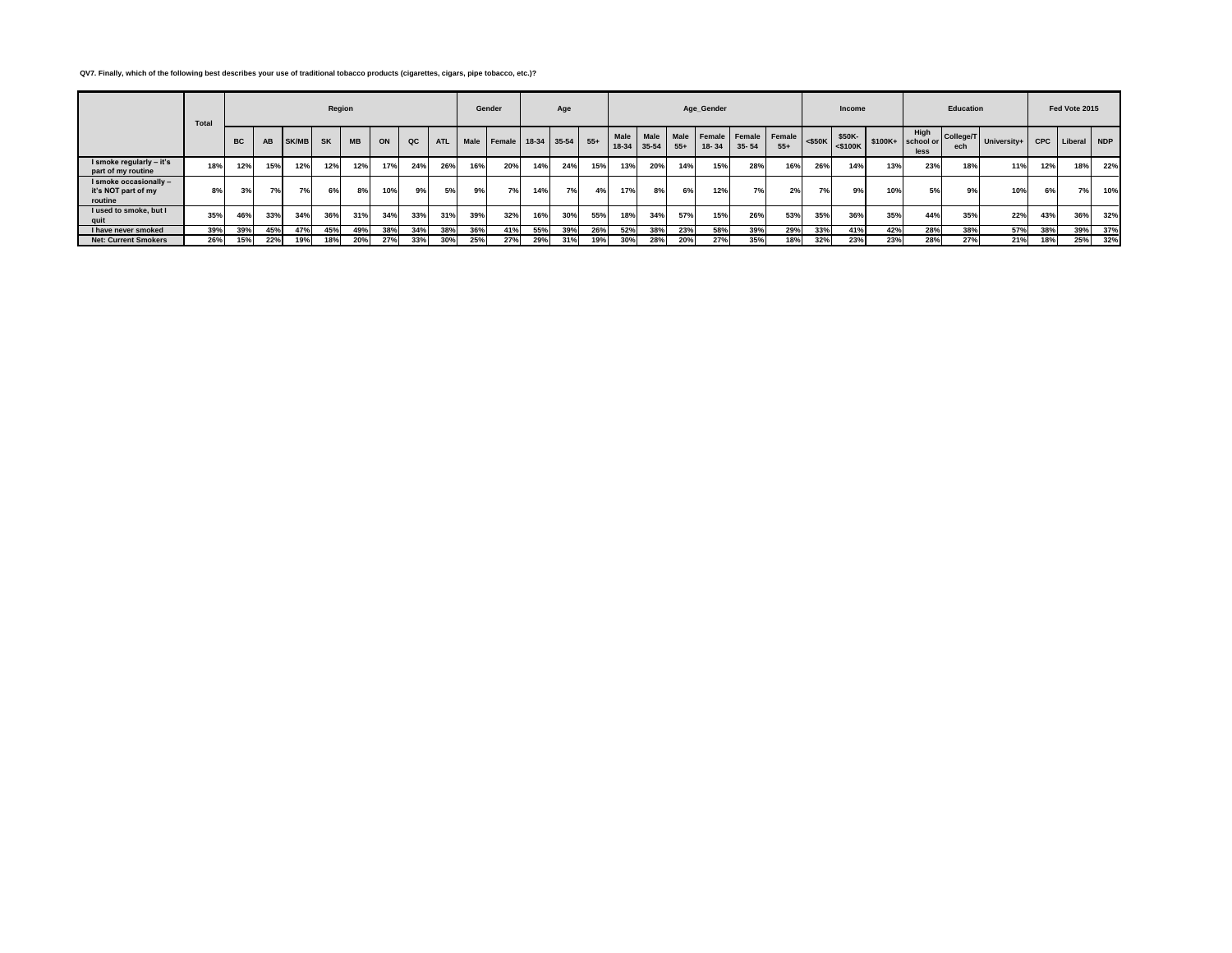**QV7. Finally, which of the following best describes your use of traditional tobacco products (cigarettes, cigars, pipe tobacco, etc.)?**

| | Total | Region | | | | | | | | Gender | | Age | | | Age_Gender | | | | | | Income | | | Education | | | Fed Vote 2015 | | |
|---|---|---|---|---|---|---|---|---|---|---|---|---|---|---|---|---|---|---|---|---|---|---|---|---|---|---|---|---|---|
| | | BC | AB | SK/MB | SK | MB | ON | QC | ATL | Male | Female | 18-34 | 35-54 | 55+ | Male 18-34 | Male 35-54 | Male 55+ | Female 18- 34 | Female 35- 54 | Female 55+ | <$50K | $50K- <$100K | $100K+ | High school or less | College/Tech | University+ | CPC | Liberal | NDP |
| I smoke regularly – it's part of my routine | 18% | 12% | 15% | 12% | 12% | 12% | 17% | 24% | 26% | 16% | 20% | 14% | 24% | 15% | 13% | 20% | 14% | 15% | 28% | 16% | 26% | 14% | 13% | 23% | 18% | 11% | 12% | 18% | 22% |
| I smoke occasionally – it's NOT part of my routine | 8% | 3% | 7% | 7% | 6% | 8% | 10% | 9% | 5% | 9% | 7% | 14% | 7% | 4% | 17% | 8% | 6% | 12% | 7% | 2% | 7% | 9% | 10% | 5% | 9% | 10% | 6% | 7% | 10% |
| I used to smoke, but I quit | 35% | 46% | 33% | 34% | 36% | 31% | 34% | 33% | 31% | 39% | 32% | 16% | 30% | 55% | 18% | 34% | 57% | 15% | 26% | 53% | 35% | 36% | 35% | 44% | 35% | 22% | 43% | 36% | 32% |
| I have never smoked | 39% | 39% | 45% | 47% | 45% | 49% | 38% | 34% | 38% | 36% | 41% | 55% | 39% | 26% | 52% | 38% | 23% | 58% | 39% | 29% | 33% | 41% | 42% | 28% | 38% | 57% | 38% | 39% | 37% |
| Net: Current Smokers | 26% | 15% | 22% | 19% | 18% | 20% | 27% | 33% | 30% | 25% | 27% | 29% | 31% | 19% | 30% | 28% | 20% | 27% | 35% | 18% | 32% | 23% | 23% | 28% | 27% | 21% | 18% | 25% | 32% |